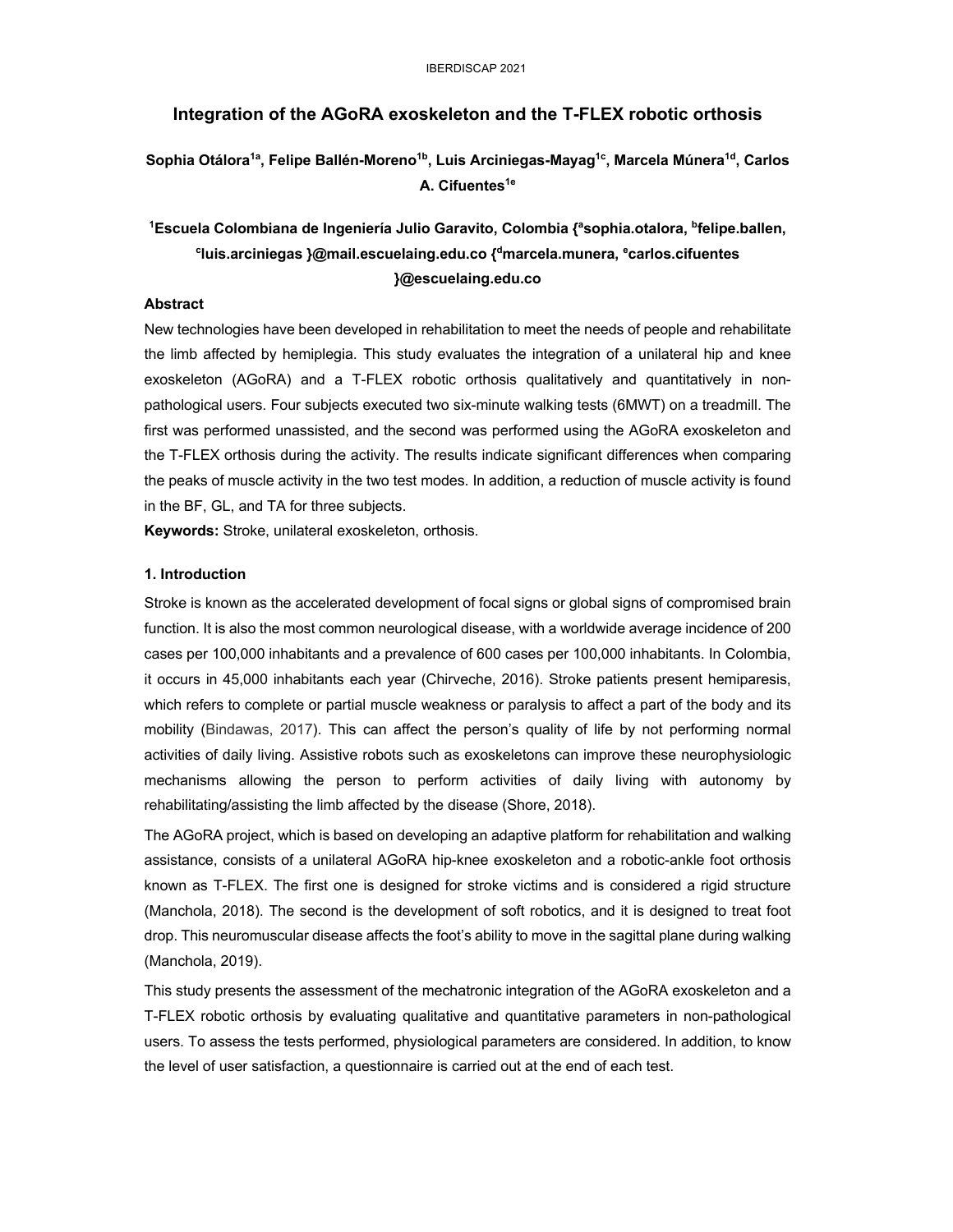# Integration of the AGoRA exoskeleton and the T-FLEX robotic orthosis

**Sophia Otálora[1a], Felipe Ballén-Moreno[1b], Luis Arciniegas-Mayag[1c], Marcela Múnera[1d], Carlos A. Cifuentes[1e]**

**[1]Escuela Colombiana de Ingeniería Julio Garavito, Colombia {[a]sophia.otalora, [b]felipe.ballen, [c]luis.arciniegas }@mail.escuelaing.edu.co {[d]marcela.munera, [e]carlos.cifuentes }@escuelaing.edu.co**

## Abstract

New technologies have been developed in rehabilitation to meet the needs of people and rehabilitate the limb affected by hemiplegia. This study evaluates the integration of a unilateral hip and knee exoskeleton (AGoRA) and a T-FLEX robotic orthosis qualitatively and quantitatively in non-pathological users. Four subjects executed two six-minute walking tests (6MWT) on a treadmill. The first was performed unassisted, and the second was performed using the AGoRA exoskeleton and the T-FLEX orthosis during the activity. The results indicate significant differences when comparing the peaks of muscle activity in the two test modes. In addition, a reduction of muscle activity is found in the BF, GL, and TA for three subjects.

**Keywords:** Stroke, unilateral exoskeleton, orthosis.

## 1. Introduction

Stroke is known as the accelerated development of focal signs or global signs of compromised brain function. It is also the most common neurological disease, with a worldwide average incidence of 200 cases per 100,000 inhabitants and a prevalence of 600 cases per 100,000 inhabitants. In Colombia, it occurs in 45,000 inhabitants each year (Chirveche, 2016). Stroke patients present hemiparesis, which refers to complete or partial muscle weakness or paralysis to affect a part of the body and its mobility (Bindawas, 2017). This can affect the person's quality of life by not performing normal activities of daily living. Assistive robots such as exoskeletons can improve these neurophysiologic mechanisms allowing the person to perform activities of daily living with autonomy by rehabilitating/assisting the limb affected by the disease (Shore, 2018).

The AGoRA project, which is based on developing an adaptive platform for rehabilitation and walking assistance, consists of a unilateral AGoRA hip-knee exoskeleton and a robotic-ankle foot orthosis known as T-FLEX. The first one is designed for stroke victims and is considered a rigid structure (Manchola, 2018). The second is the development of soft robotics, and it is designed to treat foot drop. This neuromuscular disease affects the foot's ability to move in the sagittal plane during walking (Manchola, 2019).

This study presents the assessment of the mechatronic integration of the AGoRA exoskeleton and a T-FLEX robotic orthosis by evaluating qualitative and quantitative parameters in non-pathological users. To assess the tests performed, physiological parameters are considered. In addition, to know the level of user satisfaction, a questionnaire is carried out at the end of each test.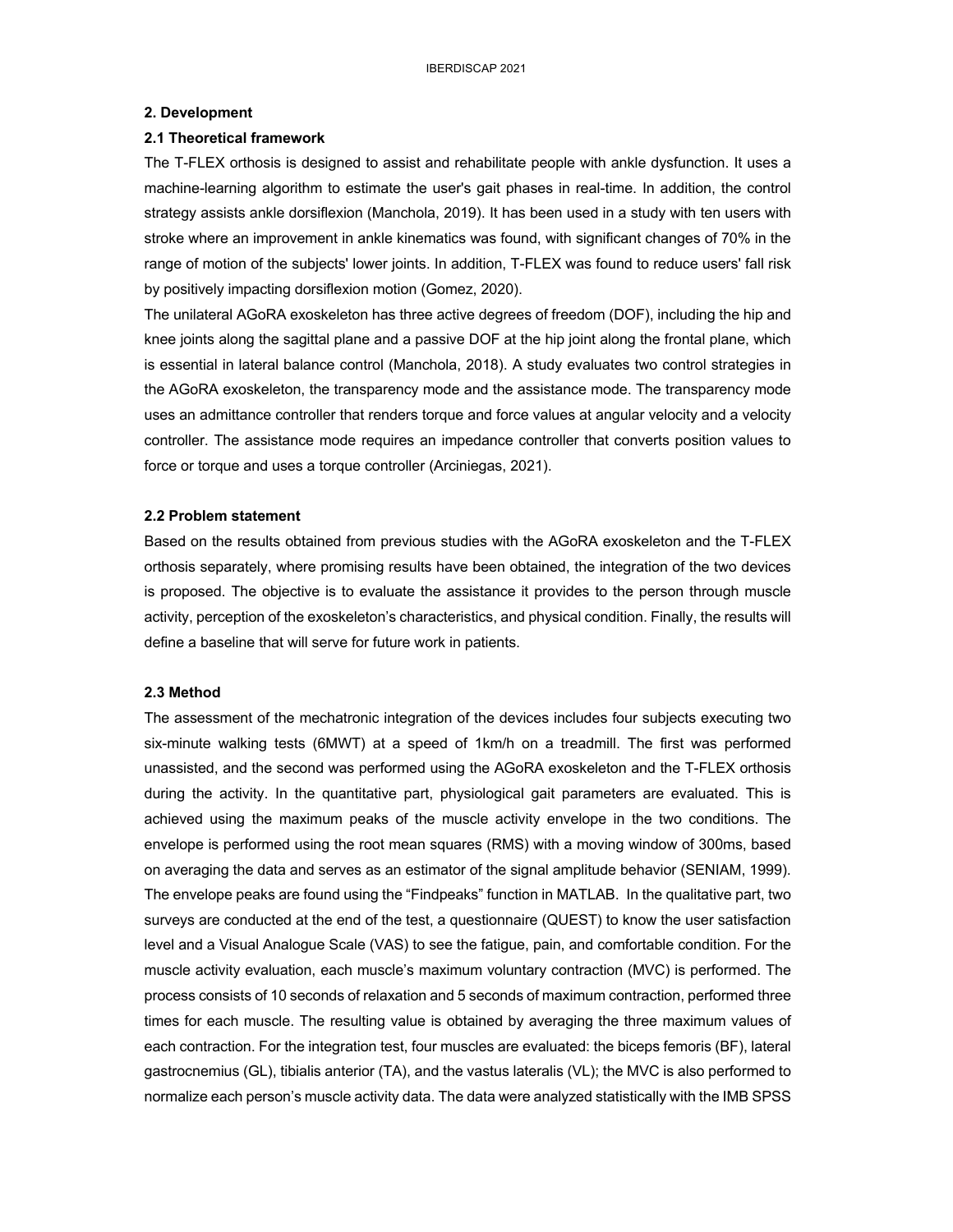## 2. Development

### 2.1 Theoretical framework

The T-FLEX orthosis is designed to assist and rehabilitate people with ankle dysfunction. It uses a machine-learning algorithm to estimate the user's gait phases in real-time. In addition, the control strategy assists ankle dorsiflexion (Manchola, 2019). It has been used in a study with ten users with stroke where an improvement in ankle kinematics was found, with significant changes of 70% in the range of motion of the subjects' lower joints. In addition, T-FLEX was found to reduce users' fall risk by positively impacting dorsiflexion motion (Gomez, 2020).

The unilateral AGoRA exoskeleton has three active degrees of freedom (DOF), including the hip and knee joints along the sagittal plane and a passive DOF at the hip joint along the frontal plane, which is essential in lateral balance control (Manchola, 2018). A study evaluates two control strategies in the AGoRA exoskeleton, the transparency mode and the assistance mode. The transparency mode uses an admittance controller that renders torque and force values at angular velocity and a velocity controller. The assistance mode requires an impedance controller that converts position values to force or torque and uses a torque controller (Arciniegas, 2021).

### 2.2 Problem statement

Based on the results obtained from previous studies with the AGoRA exoskeleton and the T-FLEX orthosis separately, where promising results have been obtained, the integration of the two devices is proposed. The objective is to evaluate the assistance it provides to the person through muscle activity, perception of the exoskeleton's characteristics, and physical condition. Finally, the results will define a baseline that will serve for future work in patients.

### 2.3 Method

The assessment of the mechatronic integration of the devices includes four subjects executing two six-minute walking tests (6MWT) at a speed of 1km/h on a treadmill. The first was performed unassisted, and the second was performed using the AGoRA exoskeleton and the T-FLEX orthosis during the activity. In the quantitative part, physiological gait parameters are evaluated. This is achieved using the maximum peaks of the muscle activity envelope in the two conditions. The envelope is performed using the root mean squares (RMS) with a moving window of 300ms, based on averaging the data and serves as an estimator of the signal amplitude behavior (SENIAM, 1999). The envelope peaks are found using the "Findpeaks" function in MATLAB. In the qualitative part, two surveys are conducted at the end of the test, a questionnaire (QUEST) to know the user satisfaction level and a Visual Analogue Scale (VAS) to see the fatigue, pain, and comfortable condition. For the muscle activity evaluation, each muscle's maximum voluntary contraction (MVC) is performed. The process consists of 10 seconds of relaxation and 5 seconds of maximum contraction, performed three times for each muscle. The resulting value is obtained by averaging the three maximum values of each contraction. For the integration test, four muscles are evaluated: the biceps femoris (BF), lateral gastrocnemius (GL), tibialis anterior (TA), and the vastus lateralis (VL); the MVC is also performed to normalize each person's muscle activity data. The data were analyzed statistically with the IMB SPSS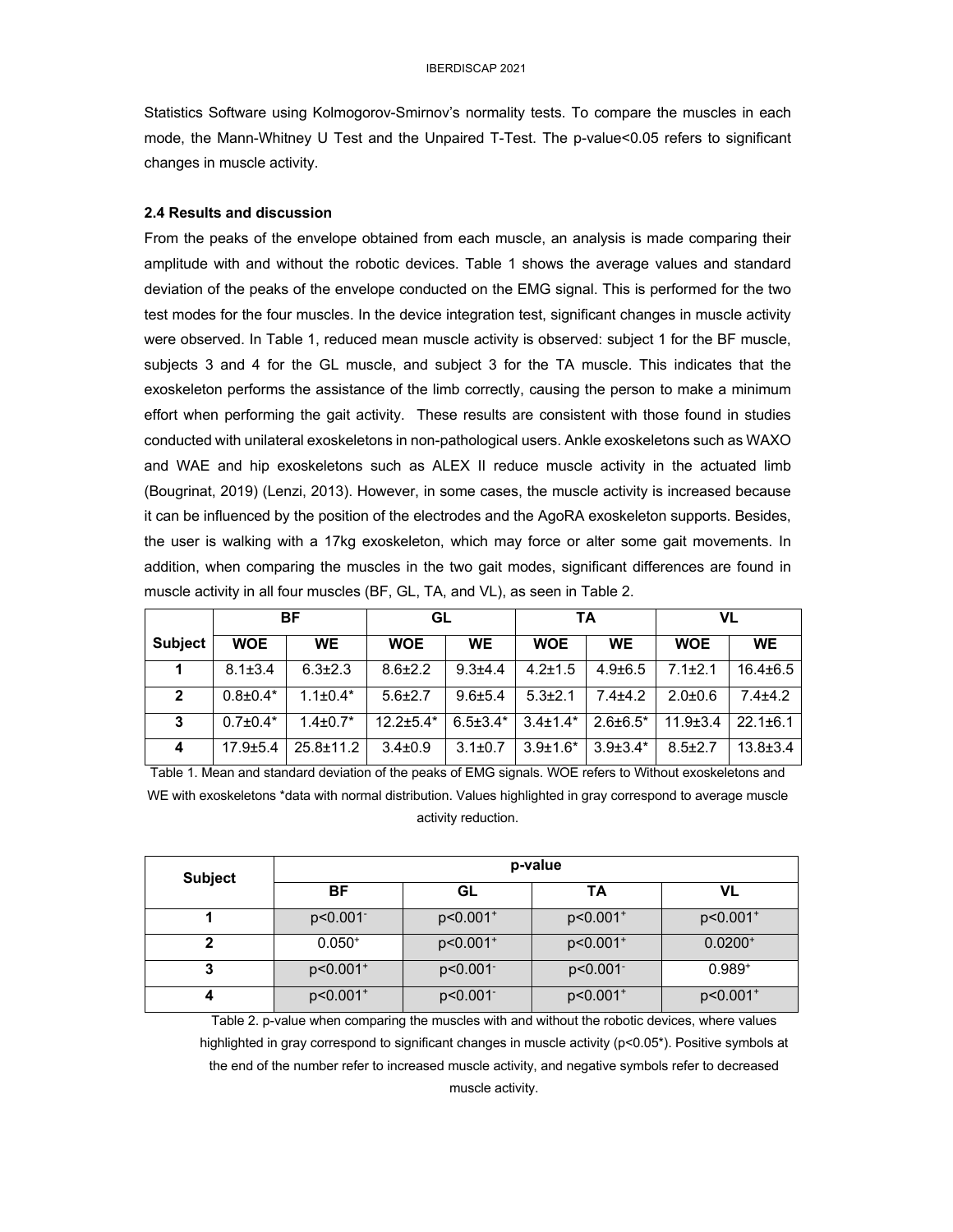Statistics Software using Kolmogorov-Smirnov's normality tests. To compare the muscles in each mode, the Mann-Whitney U Test and the Unpaired T-Test. The p-value<0.05 refers to significant changes in muscle activity.

### 2.4 Results and discussion

From the peaks of the envelope obtained from each muscle, an analysis is made comparing their amplitude with and without the robotic devices. Table 1 shows the average values and standard deviation of the peaks of the envelope conducted on the EMG signal. This is performed for the two test modes for the four muscles. In the device integration test, significant changes in muscle activity were observed. In Table 1, reduced mean muscle activity is observed: subject 1 for the BF muscle, subjects 3 and 4 for the GL muscle, and subject 3 for the TA muscle. This indicates that the exoskeleton performs the assistance of the limb correctly, causing the person to make a minimum effort when performing the gait activity. These results are consistent with those found in studies conducted with unilateral exoskeletons in non-pathological users. Ankle exoskeletons such as WAXO and WAE and hip exoskeletons such as ALEX II reduce muscle activity in the actuated limb (Bougrinat, 2019) (Lenzi, 2013). However, in some cases, the muscle activity is increased because it can be influenced by the position of the electrodes and the AgoRA exoskeleton supports. Besides, the user is walking with a 17kg exoskeleton, which may force or alter some gait movements. In addition, when comparing the muscles in the two gait modes, significant differences are found in muscle activity in all four muscles (BF, GL, TA, and VL), as seen in Table 2.

| Subject | BF | | GL | | TA | | VL | |
|---|---|---|---|---|---|---|---|---|
| | WOE | WE | WOE | WE | WOE | WE | WOE | WE |
| 1 | 8.1±3.4 | 6.3±2.3 | 8.6±2.2 | 9.3±4.4 | 4.2±1.5 | 4.9±6.5 | 7.1±2.1 | 16.4±6.5 |
| 2 | 0.8±0.4* | 1.1±0.4* | 5.6±2.7 | 9.6±5.4 | 5.3±2.1 | 7.4±4.2 | 2.0±0.6 | 7.4±4.2 |
| 3 | 0.7±0.4* | 1.4±0.7* | 12.2±5.4* | 6.5±3.4* | 3.4±1.4* | 2.6±6.5* | 11.9±3.4 | 22.1±6.1 |
| 4 | 17.9±5.4 | 25.8±11.2 | 3.4±0.9 | 3.1±0.7 | 3.9±1.6* | 3.9±3.4* | 8.5±2.7 | 13.8±3.4 |

Table 1. Mean and standard deviation of the peaks of EMG signals. WOE refers to Without exoskeletons and WE with exoskeletons *data with normal distribution. Values highlighted in gray correspond to average muscle activity reduction.

| Subject | p-value | | | |
|---|---|---|---|---|
| | BF | GL | TA | VL |
| 1 | p<0.001⁻ | p<0.001⁺ | p<0.001⁺ | p<0.001⁺ |
| 2 | 0.050⁺ | p<0.001⁺ | p<0.001⁺ | 0.0200⁺ |
| 3 | p<0.001⁺ | p<0.001⁻ | p<0.001⁻ | 0.989⁺ |
| 4 | p<0.001⁺ | p<0.001⁻ | p<0.001⁺ | p<0.001⁺ |

Table 2. p-value when comparing the muscles with and without the robotic devices, where values highlighted in gray correspond to significant changes in muscle activity (p<0.05*). Positive symbols at the end of the number refer to increased muscle activity, and negative symbols refer to decreased muscle activity.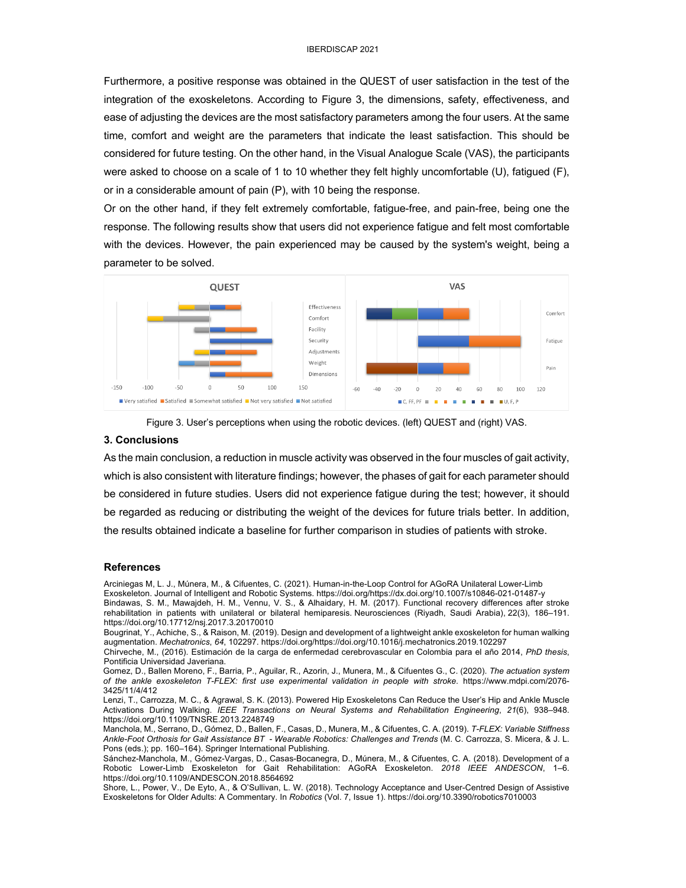Furthermore, a positive response was obtained in the QUEST of user satisfaction in the test of the integration of the exoskeletons. According to Figure 3, the dimensions, safety, effectiveness, and ease of adjusting the devices are the most satisfactory parameters among the four users. At the same time, comfort and weight are the parameters that indicate the least satisfaction. This should be considered for future testing. On the other hand, in the Visual Analogue Scale (VAS), the participants were asked to choose on a scale of 1 to 10 whether they felt highly uncomfortable (U), fatigued (F), or in a considerable amount of pain (P), with 10 being the response.

Or on the other hand, if they felt extremely comfortable, fatigue-free, and pain-free, being one the response. The following results show that users did not experience fatigue and felt most comfortable with the devices. However, the pain experienced may be caused by the system's weight, being a parameter to be solved.

QUEST

Effectiveness
Comfort
Facility
Security
Adjustments
Weight
Dimensions

-150 -100 -50 0 50 100 150

Very satisfied, Satisfied, Somewhat satisfied, Not very satisfied, Not satisfied

VAS

Comfort
Fatigue
Pain

-60 -40 -20 0 20 40 60 80 100 120

C, FF, PF ... U, F, P

Figure 3. User's perceptions when using the robotic devices. (left) QUEST and (right) VAS.

## 3. Conclusions

As the main conclusion, a reduction in muscle activity was observed in the four muscles of gait activity, which is also consistent with literature findings; however, the phases of gait for each parameter should be considered in future studies. Users did not experience fatigue during the test; however, it should be regarded as reducing or distributing the weight of the devices for future trials better. In addition, the results obtained indicate a baseline for further comparison in studies of patients with stroke.

## References

Arciniegas M, L. J., Múnera, M., & Cifuentes, C. (2021). Human-in-the-Loop Control for AGoRA Unilateral Lower-Limb Exoskeleton. Journal of Intelligent and Robotic Systems. https://doi.org/https://dx.doi.org/10.1007/s10846-021-01487-y

Bindawas, S. M., Mawajdeh, H. M., Vennu, V. S., & Alhaidary, H. M. (2017). Functional recovery differences after stroke rehabilitation in patients with unilateral or bilateral hemiparesis. Neurosciences (Riyadh, Saudi Arabia), 22(3), 186–191. https://doi.org/10.17712/nsj.2017.3.20170010

Bougrinat, Y., Achiche, S., & Raison, M. (2019). Design and development of a lightweight ankle exoskeleton for human walking augmentation. *Mechatronics*, *64*, 102297. https://doi.org/https://doi.org/10.1016/j.mechatronics.2019.102297

Chirveche, M., (2016). Estimación de la carga de enfermedad cerebrovascular en Colombia para el año 2014, *PhD thesis*, Pontificia Universidad Javeriana.

Gomez, D., Ballen Moreno, F., Barria, P., Aguilar, R., Azorin, J., Munera, M., & Cifuentes G., C. (2020). *The actuation system of the ankle exoskeleton T-FLEX: first use experimental validation in people with stroke*. https://www.mdpi.com/2076-3425/11/4/412

Lenzi, T., Carrozza, M. C., & Agrawal, S. K. (2013). Powered Hip Exoskeletons Can Reduce the User's Hip and Ankle Muscle Activations During Walking. *IEEE Transactions on Neural Systems and Rehabilitation Engineering*, *21*(6), 938–948. https://doi.org/10.1109/TNSRE.2013.2248749

Manchola, M., Serrano, D., Gómez, D., Ballen, F., Casas, D., Munera, M., & Cifuentes, C. A. (2019). *T-FLEX: Variable Stiffness Ankle-Foot Orthosis for Gait Assistance BT - Wearable Robotics: Challenges and Trends* (M. C. Carrozza, S. Micera, & J. L. Pons (eds.); pp. 160–164). Springer International Publishing.

Sánchez-Manchola, M., Gómez-Vargas, D., Casas-Bocanegra, D., Múnera, M., & Cifuentes, C. A. (2018). Development of a Robotic Lower-Limb Exoskeleton for Gait Rehabilitation: AGoRA Exoskeleton. *2018 IEEE ANDESCON*, 1–6. https://doi.org/10.1109/ANDESCON.2018.8564692

Shore, L., Power, V., De Eyto, A., & O'Sullivan, L. W. (2018). Technology Acceptance and User-Centred Design of Assistive Exoskeletons for Older Adults: A Commentary. In *Robotics* (Vol. 7, Issue 1). https://doi.org/10.3390/robotics7010003